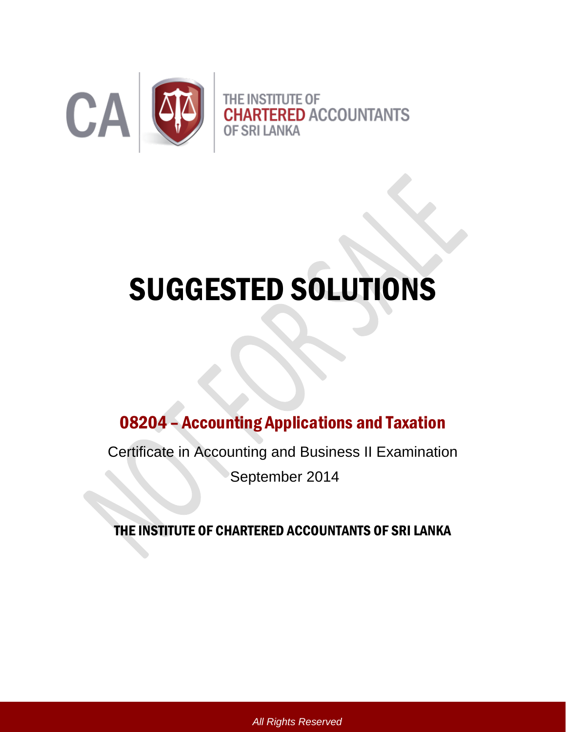CA | THE INSTITUTE OF CHARTERED ACCOUNTANTS OF SRI LANKA

# SUGGESTED SOLUTIONS

## 08204 – Accounting Applications and Taxation

Certificate in Accounting and Business II Examination

September 2014

**THE INSTITUTE OF CHARTERED ACCOUNTANTS OF SRI LANKA**

*All Rights Reserved*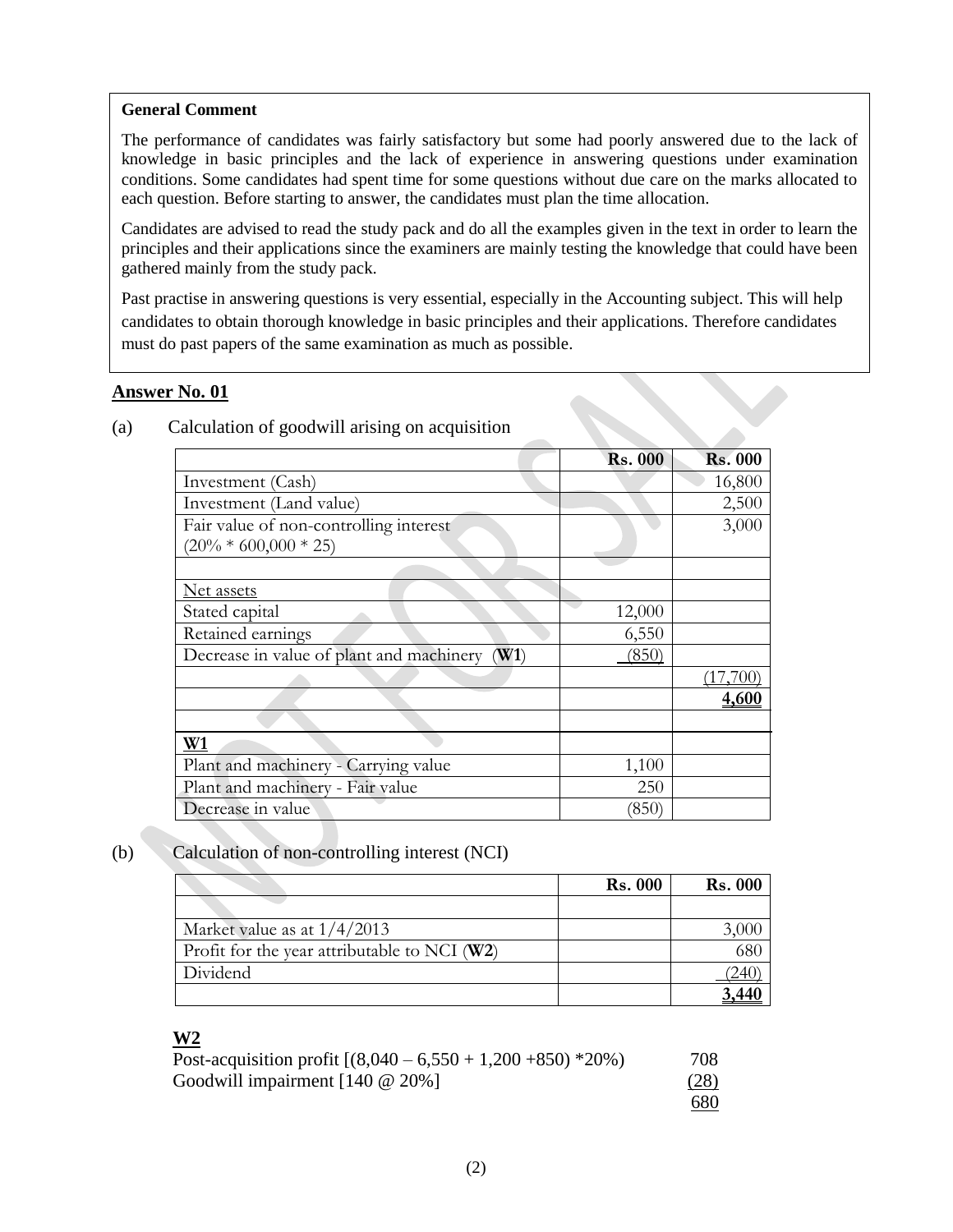**General Comment**

The performance of candidates was fairly satisfactory but some had poorly answered due to the lack of knowledge in basic principles and the lack of experience in answering questions under examination conditions. Some candidates had spent time for some questions without due care on the marks allocated to each question. Before starting to answer, the candidates must plan the time allocation.

Candidates are advised to read the study pack and do all the examples given in the text in order to learn the principles and their applications since the examiners are mainly testing the knowledge that could have been gathered mainly from the study pack.

Past practise in answering questions is very essential, especially in the Accounting subject. This will help candidates to obtain thorough knowledge in basic principles and their applications. Therefore candidates must do past papers of the same examination as much as possible.

## Answer No. 01

(a) Calculation of goodwill arising on acquisition

| | Rs. 000 | Rs. 000 |
|---|---|---|
| Investment (Cash) | | 16,800 |
| Investment (Land value) | | 2,500 |
| Fair value of non-controlling interest (20% * 600,000 * 25) | | 3,000 |
| | | |
| Net assets | | |
| Stated capital | 12,000 | |
| Retained earnings | 6,550 | |
| Decrease in value of plant and machinery (**W1**) | (850) | |
| | | (17,700) |
| | | **4,600** |
| | | |
| **W1** | | |
| Plant and machinery - Carrying value | 1,100 | |
| Plant and machinery - Fair value | 250 | |
| Decrease in value | (850) | |

(b) Calculation of non-controlling interest (NCI)

| | Rs. 000 | Rs. 000 |
|---|---|---|
| | | |
| Market value as at 1/4/2013 | | 3,000 |
| Profit for the year attributable to NCI (**W2**) | | 680 |
| Dividend | | (240) |
| | | **3,440** |

**W2**

| | |
|---|---|
| Post-acquisition profit [(8,040 – 6,550 + 1,200 +850) *20%) | 708 |
| Goodwill impairment [140 @ 20%] | (28) |
| | 680 |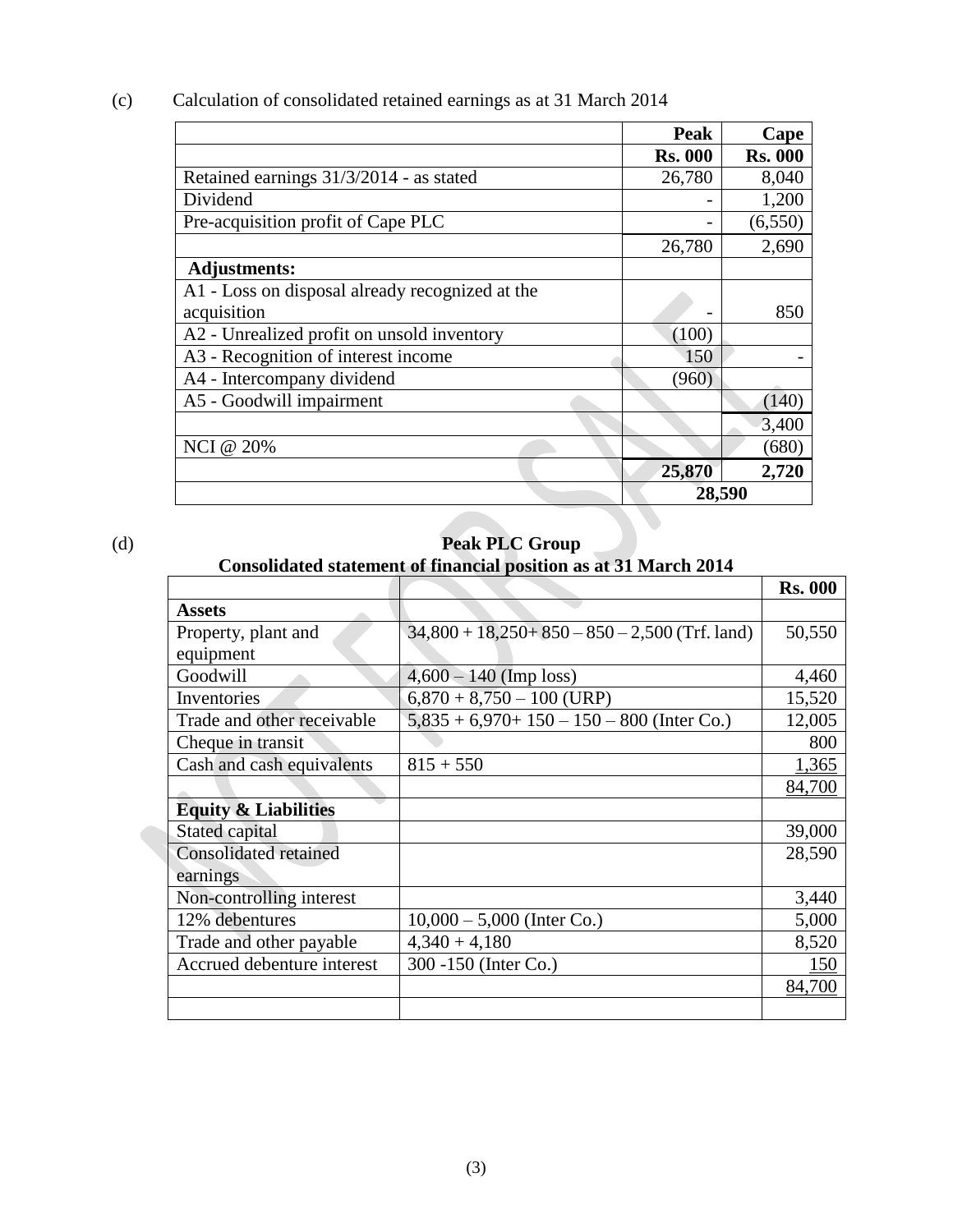(c) Calculation of consolidated retained earnings as at 31 March 2014

| | Peak | Cape |
|---|---|---|
| | **Rs. 000** | **Rs. 000** |
| Retained earnings 31/3/2014 - as stated | 26,780 | 8,040 |
| Dividend | - | 1,200 |
| Pre-acquisition profit of Cape PLC | - | (6,550) |
| | 26,780 | 2,690 |
| **Adjustments:** | | |
| A1 - Loss on disposal already recognized at the acquisition | - | 850 |
| A2 - Unrealized profit on unsold inventory | (100) | |
| A3 - Recognition of interest income | 150 | - |
| A4 - Intercompany dividend | (960) | |
| A5 - Goodwill impairment | | (140) |
| | | 3,400 |
| NCI @ 20% | | (680) |
| | **25,870** | **2,720** |
| | **28,590** | |

(d)

**Peak PLC Group**
**Consolidated statement of financial position as at 31 March 2014**

| | | Rs. 000 |
|---|---|---|
| **Assets** | | |
| Property, plant and equipment | 34,800 + 18,250+ 850 – 850 – 2,500 (Trf. land) | 50,550 |
| Goodwill | 4,600 – 140 (Imp loss) | 4,460 |
| Inventories | 6,870 + 8,750 – 100 (URP) | 15,520 |
| Trade and other receivable | 5,835 + 6,970+ 150 – 150 – 800 (Inter Co.) | 12,005 |
| Cheque in transit | | 800 |
| Cash and cash equivalents | 815 + 550 | 1,365 |
| | | 84,700 |
| **Equity & Liabilities** | | |
| Stated capital | | 39,000 |
| Consolidated retained earnings | | 28,590 |
| Non-controlling interest | | 3,440 |
| 12% debentures | 10,000 – 5,000 (Inter Co.) | 5,000 |
| Trade and other payable | 4,340 + 4,180 | 8,520 |
| Accrued debenture interest | 300 -150 (Inter Co.) | 150 |
| | | 84,700 |
| | | |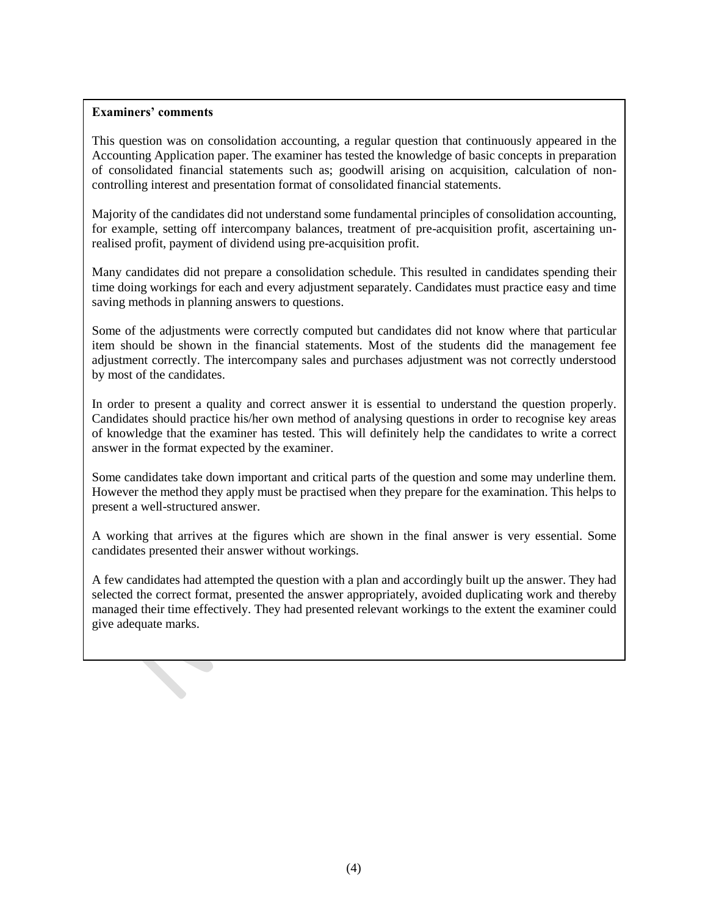**Examiners' comments**

This question was on consolidation accounting, a regular question that continuously appeared in the Accounting Application paper. The examiner has tested the knowledge of basic concepts in preparation of consolidated financial statements such as; goodwill arising on acquisition, calculation of non-controlling interest and presentation format of consolidated financial statements.

Majority of the candidates did not understand some fundamental principles of consolidation accounting, for example, setting off intercompany balances, treatment of pre-acquisition profit, ascertaining un-realised profit, payment of dividend using pre-acquisition profit.

Many candidates did not prepare a consolidation schedule. This resulted in candidates spending their time doing workings for each and every adjustment separately. Candidates must practice easy and time saving methods in planning answers to questions.

Some of the adjustments were correctly computed but candidates did not know where that particular item should be shown in the financial statements. Most of the students did the management fee adjustment correctly. The intercompany sales and purchases adjustment was not correctly understood by most of the candidates.

In order to present a quality and correct answer it is essential to understand the question properly. Candidates should practice his/her own method of analysing questions in order to recognise key areas of knowledge that the examiner has tested. This will definitely help the candidates to write a correct answer in the format expected by the examiner.

Some candidates take down important and critical parts of the question and some may underline them. However the method they apply must be practised when they prepare for the examination. This helps to present a well-structured answer.

A working that arrives at the figures which are shown in the final answer is very essential. Some candidates presented their answer without workings.

A few candidates had attempted the question with a plan and accordingly built up the answer. They had selected the correct format, presented the answer appropriately, avoided duplicating work and thereby managed their time effectively. They had presented relevant workings to the extent the examiner could give adequate marks.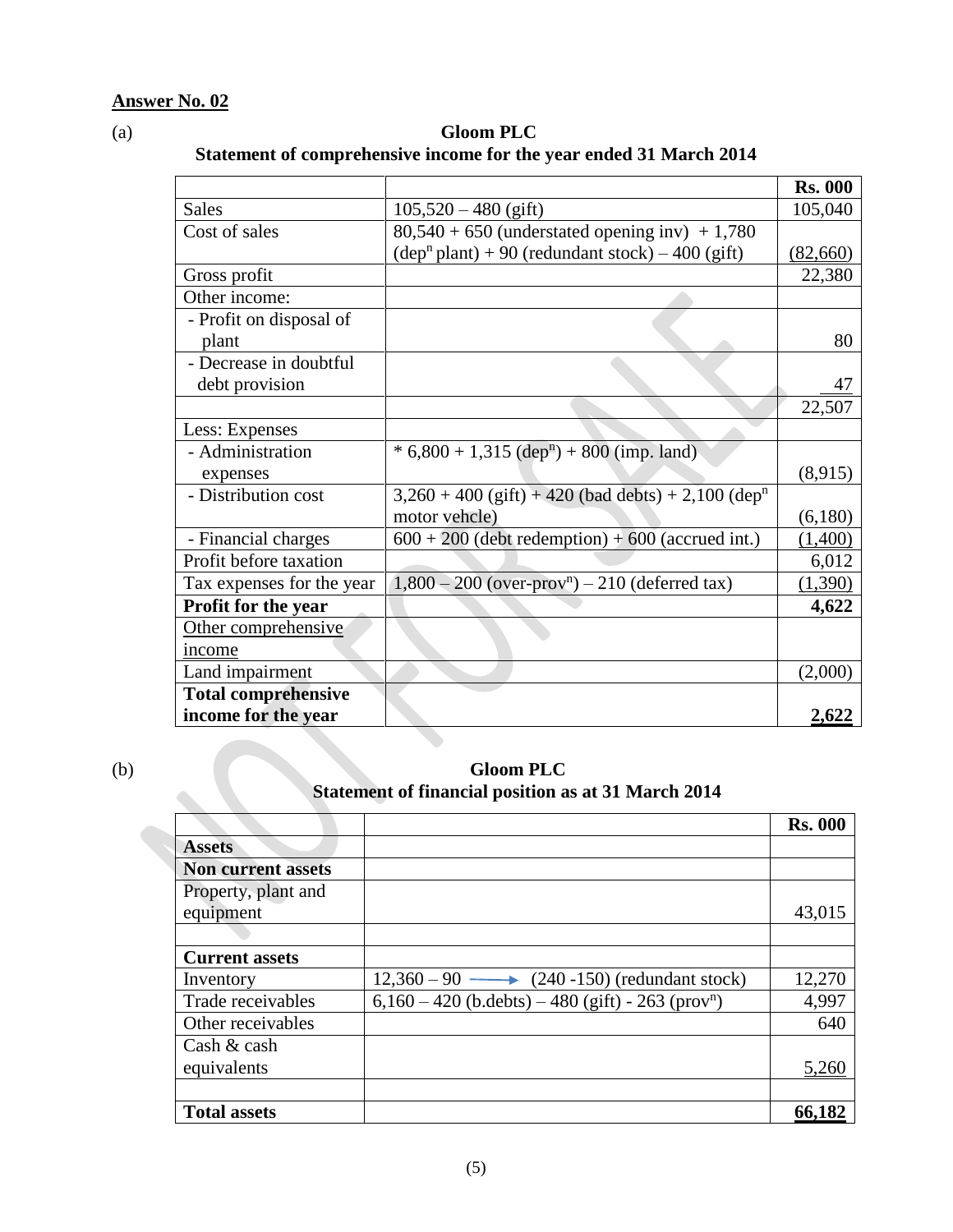**Answer No. 02**

(a)

**Gloom PLC**
**Statement of comprehensive income for the year ended 31 March 2014**

| | | **Rs. 000** |
|---|---|---|
| Sales | 105,520 – 480 (gift) | 105,040 |
| Cost of sales | 80,540 + 650 (understated opening inv) + 1,780 (dep$^n$ plant) + 90 (redundant stock) – 400 (gift) | (82,660) |
| Gross profit | | 22,380 |
| Other income: | | |
| - Profit on disposal of plant | | 80 |
| - Decrease in doubtful debt provision | | 47 |
| | | 22,507 |
| Less: Expenses | | |
| - Administration expenses | * 6,800 + 1,315 (dep$^n$) + 800 (imp. land) | (8,915) |
| - Distribution cost | 3,260 + 400 (gift) + 420 (bad debts) + 2,100 (dep$^n$ motor vehcle) | (6,180) |
| - Financial charges | 600 + 200 (debt redemption) + 600 (accrued int.) | (1,400) |
| Profit before taxation | | 6,012 |
| Tax expenses for the year | 1,800 – 200 (over-prov$^n$) – 210 (deferred tax) | (1,390) |
| **Profit for the year** | | **4,622** |
| Other comprehensive income | | |
| Land impairment | | (2,000) |
| **Total comprehensive income for the year** | | **2,622** |

(b)

**Gloom PLC**
**Statement of financial position as at 31 March 2014**

| | | **Rs. 000** |
|---|---|---|
| **Assets** | | |
| **Non current assets** | | |
| Property, plant and equipment | | 43,015 |
| | | |
| **Current assets** | | |
| Inventory | 12,360 – 90 → (240 -150) (redundant stock) | 12,270 |
| Trade receivables | 6,160 – 420 (b.debts) – 480 (gift) - 263 (prov$^n$) | 4,997 |
| Other receivables | | 640 |
| Cash & cash equivalents | | 5,260 |
| | | |
| **Total assets** | | **66,182** |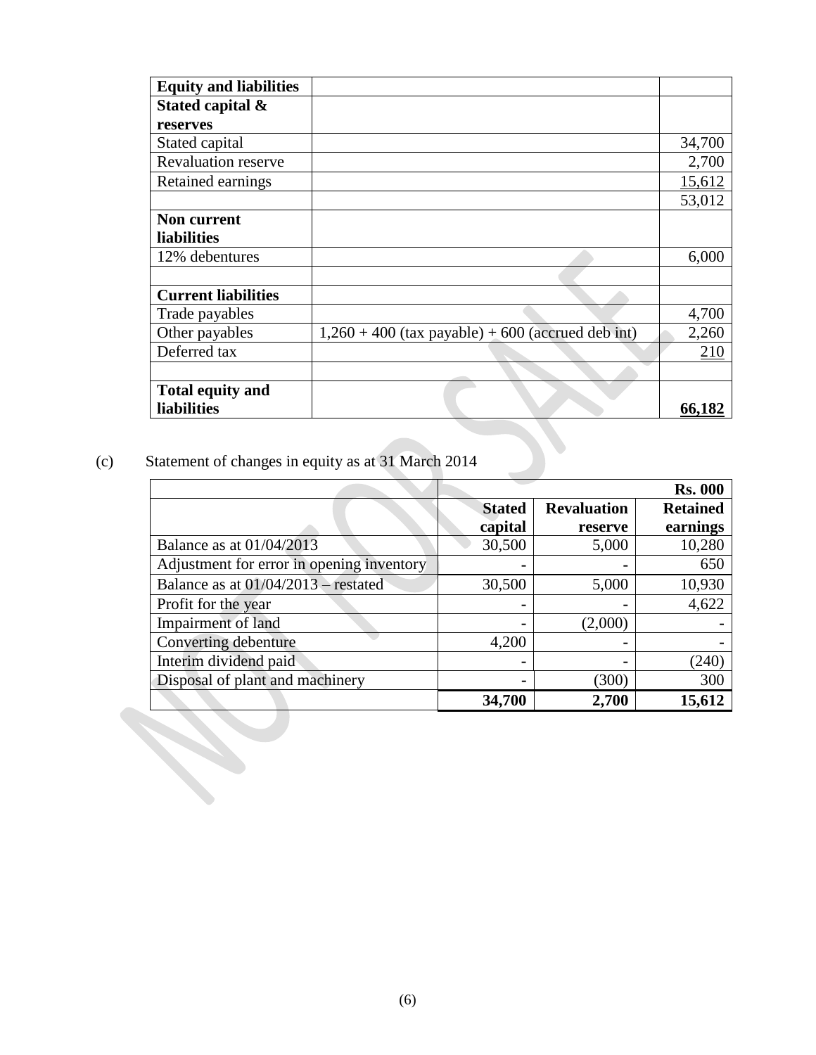| Equity and liabilities | | |
|---|---|---|
| **Stated capital & reserves** | | |
| Stated capital | | 34,700 |
| Revaluation reserve | | 2,700 |
| Retained earnings | | 15,612 |
| | | 53,012 |
| **Non current liabilities** | | |
| 12% debentures | | 6,000 |
| | | |
| **Current liabilities** | | |
| Trade payables | | 4,700 |
| Other payables | 1,260 + 400 (tax payable) + 600 (accrued deb int) | 2,260 |
| Deferred tax | | 210 |
| | | |
| **Total equity and liabilities** | | **66,182** |

(c) Statement of changes in equity as at 31 March 2014

| | | | **Rs. 000** |
|---|---|---|---|
| | **Stated capital** | **Revaluation reserve** | **Retained earnings** |
| Balance as at 01/04/2013 | 30,500 | 5,000 | 10,280 |
| Adjustment for error in opening inventory | - | - | 650 |
| Balance as at 01/04/2013 – restated | 30,500 | 5,000 | 10,930 |
| Profit for the year | - | - | 4,622 |
| Impairment of land | - | (2,000) | - |
| Converting debenture | 4,200 | - | - |
| Interim dividend paid | - | - | (240) |
| Disposal of plant and machinery | - | (300) | 300 |
| | **34,700** | **2,700** | **15,612** |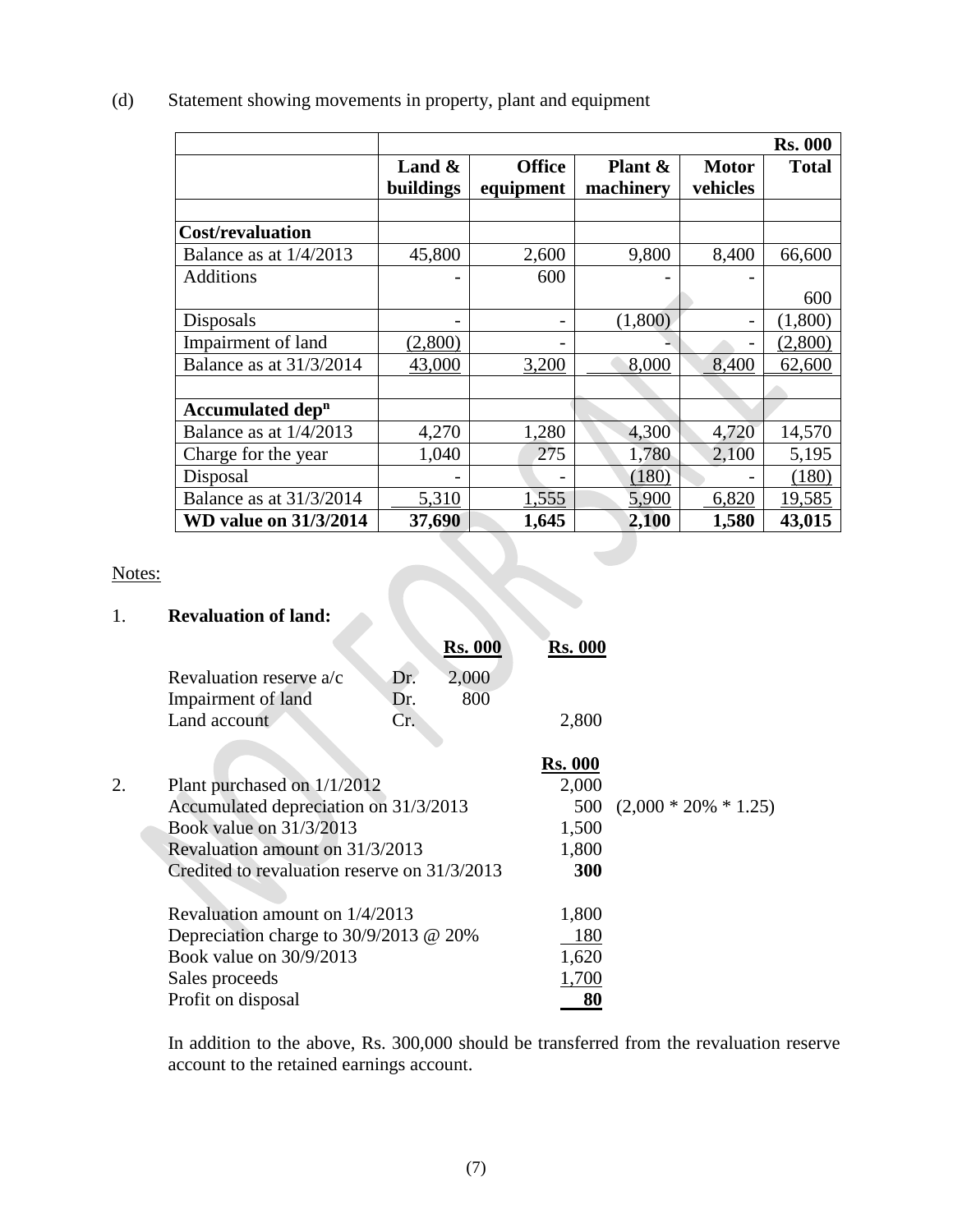(d) Statement showing movements in property, plant and equipment

| | | | | | Rs. 000 |
|---|---|---|---|---|---|
| | **Land & buildings** | **Office equipment** | **Plant & machinery** | **Motor vehicles** | **Total** |
| | | | | | |
| **Cost/revaluation** | | | | | |
| Balance as at 1/4/2013 | 45,800 | 2,600 | 9,800 | 8,400 | 66,600 |
| Additions | - | 600 | - | - | 600 |
| Disposals | - | - | (1,800) | - | (1,800) |
| Impairment of land | (2,800) | - | - | - | (2,800) |
| Balance as at 31/3/2014 | 43,000 | 3,200 | 8,000 | 8,400 | 62,600 |
| | | | | | |
| **Accumulated dep$^n$** | | | | | |
| Balance as at 1/4/2013 | 4,270 | 1,280 | 4,300 | 4,720 | 14,570 |
| Charge for the year | 1,040 | 275 | 1,780 | 2,100 | 5,195 |
| Disposal | - | - | (180) | - | (180) |
| Balance as at 31/3/2014 | 5,310 | 1,555 | 5,900 | 6,820 | 19,585 |
| **WD value on 31/3/2014** | **37,690** | **1,645** | **2,100** | **1,580** | **43,015** |

Notes:

1. **Revaluation of land:**

| | | Rs. 000 | Rs. 000 |
|---|---|---|---|
| Revaluation reserve a/c | Dr. | 2,000 | |
| Impairment of land | Dr. | 800 | |
| Land account | Cr. | | 2,800 |

2.

| | Rs. 000 | |
|---|---|---|
| Plant purchased on 1/1/2012 | 2,000 | |
| Accumulated depreciation on 31/3/2013 | 500 | (2,000 * 20% * 1.25) |
| Book value on 31/3/2013 | 1,500 | |
| Revaluation amount on 31/3/2013 | 1,800 | |
| Credited to revaluation reserve on 31/3/2013 | **300** | |
| | | |
| Revaluation amount on 1/4/2013 | 1,800 | |
| Depreciation charge to 30/9/2013 @ 20% | 180 | |
| Book value on 30/9/2013 | 1,620 | |
| Sales proceeds | 1,700 | |
| Profit on disposal | **80** | |

In addition to the above, Rs. 300,000 should be transferred from the revaluation reserve account to the retained earnings account.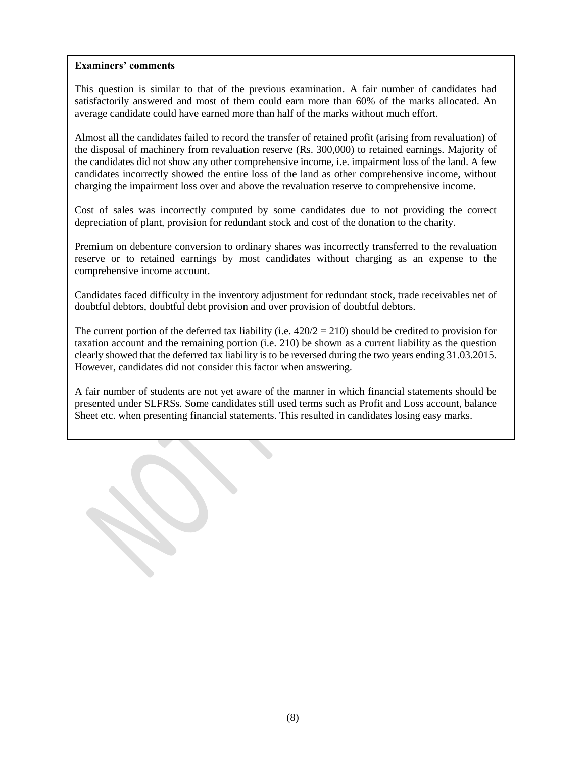**Examiners' comments**

This question is similar to that of the previous examination. A fair number of candidates had satisfactorily answered and most of them could earn more than 60% of the marks allocated. An average candidate could have earned more than half of the marks without much effort.

Almost all the candidates failed to record the transfer of retained profit (arising from revaluation) of the disposal of machinery from revaluation reserve (Rs. 300,000) to retained earnings. Majority of the candidates did not show any other comprehensive income, i.e. impairment loss of the land. A few candidates incorrectly showed the entire loss of the land as other comprehensive income, without charging the impairment loss over and above the revaluation reserve to comprehensive income.

Cost of sales was incorrectly computed by some candidates due to not providing the correct depreciation of plant, provision for redundant stock and cost of the donation to the charity.

Premium on debenture conversion to ordinary shares was incorrectly transferred to the revaluation reserve or to retained earnings by most candidates without charging as an expense to the comprehensive income account.

Candidates faced difficulty in the inventory adjustment for redundant stock, trade receivables net of doubtful debtors, doubtful debt provision and over provision of doubtful debtors.

The current portion of the deferred tax liability (i.e. 420/2 = 210) should be credited to provision for taxation account and the remaining portion (i.e. 210) be shown as a current liability as the question clearly showed that the deferred tax liability is to be reversed during the two years ending 31.03.2015. However, candidates did not consider this factor when answering.

A fair number of students are not yet aware of the manner in which financial statements should be presented under SLFRSs. Some candidates still used terms such as Profit and Loss account, balance Sheet etc. when presenting financial statements. This resulted in candidates losing easy marks.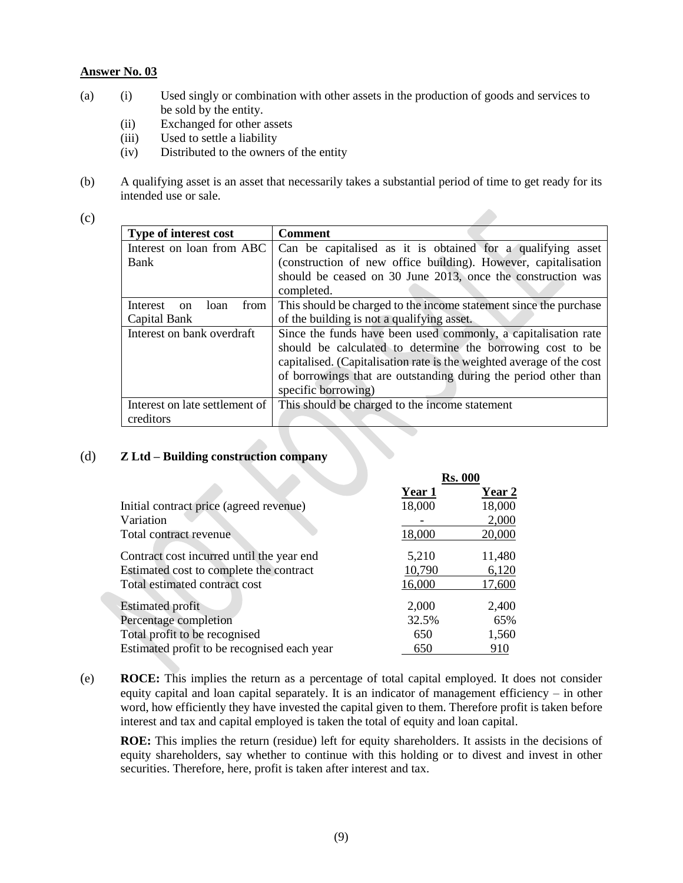**Answer No. 03**

(a)
- (i) Used singly or combination with other assets in the production of goods and services to be sold by the entity.
- (ii) Exchanged for other assets
- (iii) Used to settle a liability
- (iv) Distributed to the owners of the entity

(b) A qualifying asset is an asset that necessarily takes a substantial period of time to get ready for its intended use or sale.

(c)

| Type of interest cost | Comment |
| --- | --- |
| Interest on loan from ABC Bank | Can be capitalised as it is obtained for a qualifying asset (construction of new office building). However, capitalisation should be ceased on 30 June 2013, once the construction was completed. |
| Interest on loan from Capital Bank | This should be charged to the income statement since the purchase of the building is not a qualifying asset. |
| Interest on bank overdraft | Since the funds have been used commonly, a capitalisation rate should be calculated to determine the borrowing cost to be capitalised. (Capitalisation rate is the weighted average of the cost of borrowings that are outstanding during the period other than specific borrowing) |
| Interest on late settlement of creditors | This should be charged to the income statement |

(d) **Z Ltd – Building construction company**

| | Rs. 000 | |
| --- | --- | --- |
| | **Year 1** | **Year 2** |
| Initial contract price (agreed revenue) | 18,000 | 18,000 |
| Variation | - | 2,000 |
| Total contract revenue | 18,000 | 20,000 |
| Contract cost incurred until the year end | 5,210 | 11,480 |
| Estimated cost to complete the contract | 10,790 | 6,120 |
| Total estimated contract cost | 16,000 | 17,600 |
| Estimated profit | 2,000 | 2,400 |
| Percentage completion | 32.5% | 65% |
| Total profit to be recognised | 650 | 1,560 |
| Estimated profit to be recognised each year | 650 | 910 |

(e) **ROCE:** This implies the return as a percentage of total capital employed. It does not consider equity capital and loan capital separately. It is an indicator of management efficiency – in other word, how efficiently they have invested the capital given to them. Therefore profit is taken before interest and tax and capital employed is taken the total of equity and loan capital.

**ROE:** This implies the return (residue) left for equity shareholders. It assists in the decisions of equity shareholders, say whether to continue with this holding or to divest and invest in other securities. Therefore, here, profit is taken after interest and tax.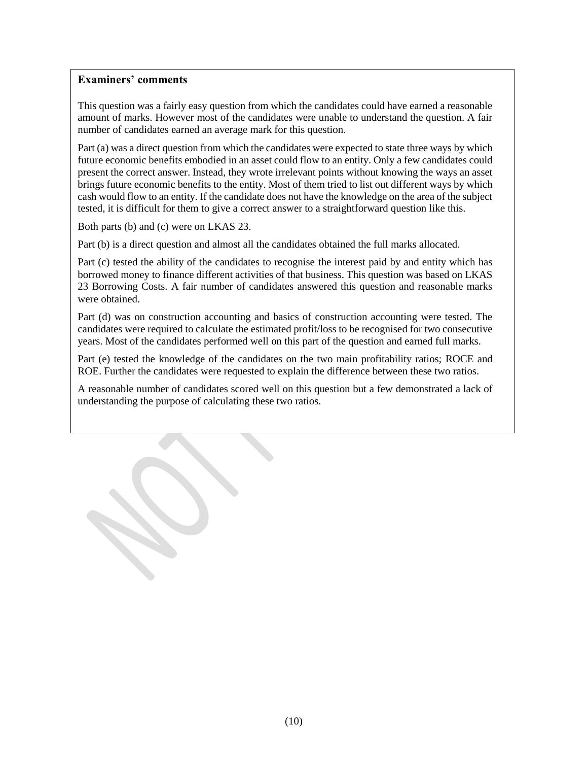**Examiners' comments**

This question was a fairly easy question from which the candidates could have earned a reasonable amount of marks. However most of the candidates were unable to understand the question. A fair number of candidates earned an average mark for this question.

Part (a) was a direct question from which the candidates were expected to state three ways by which future economic benefits embodied in an asset could flow to an entity. Only a few candidates could present the correct answer. Instead, they wrote irrelevant points without knowing the ways an asset brings future economic benefits to the entity. Most of them tried to list out different ways by which cash would flow to an entity. If the candidate does not have the knowledge on the area of the subject tested, it is difficult for them to give a correct answer to a straightforward question like this.

Both parts (b) and (c) were on LKAS 23.

Part (b) is a direct question and almost all the candidates obtained the full marks allocated.

Part (c) tested the ability of the candidates to recognise the interest paid by and entity which has borrowed money to finance different activities of that business. This question was based on LKAS 23 Borrowing Costs. A fair number of candidates answered this question and reasonable marks were obtained.

Part (d) was on construction accounting and basics of construction accounting were tested. The candidates were required to calculate the estimated profit/loss to be recognised for two consecutive years. Most of the candidates performed well on this part of the question and earned full marks.

Part (e) tested the knowledge of the candidates on the two main profitability ratios; ROCE and ROE. Further the candidates were requested to explain the difference between these two ratios.

A reasonable number of candidates scored well on this question but a few demonstrated a lack of understanding the purpose of calculating these two ratios.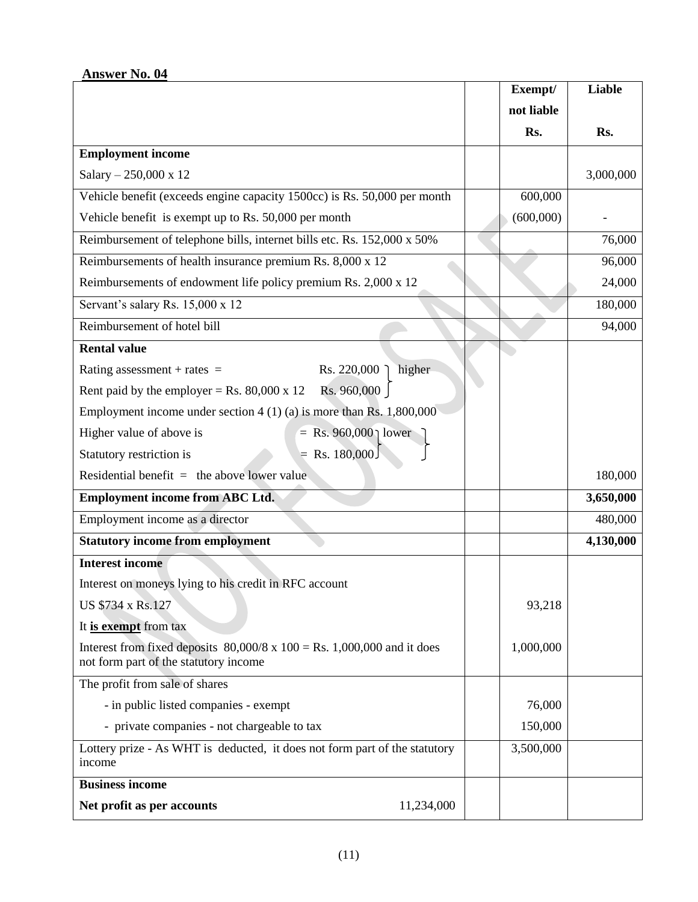**Answer No. 04**

| | | Exempt/ not liable Rs. | Liable Rs. |
|---|---|---|---|
| **Employment income** | | | |
| Salary – 250,000 x 12 | | | 3,000,000 |
| Vehicle benefit (exceeds engine capacity 1500cc) is Rs. 50,000 per month | | 600,000 | |
| Vehicle benefit is exempt up to Rs. 50,000 per month | | (600,000) | - |
| Reimbursement of telephone bills, internet bills etc. Rs. 152,000 x 50% | | | 76,000 |
| Reimbursements of health insurance premium Rs. 8,000 x 12 | | | 96,000 |
| Reimbursements of endowment life policy premium Rs. 2,000 x 12 | | | 24,000 |
| Servant's salary Rs. 15,000 x 12 | | | 180,000 |
| Reimbursement of hotel bill | | | 94,000 |
| **Rental value** | | | |
| Rating assessment + rates = Rs. 220,000 } higher | | | |
| Rent paid by the employer = Rs. 80,000 x 12 Rs. 960,000 } | | | |
| Employment income under section 4 (1) (a) is more than Rs. 1,800,000 | | | |
| Higher value of above is = Rs. 960,000 } lower | | | |
| Statutory restriction is = Rs. 180,000 } | | | |
| Residential benefit = the above lower value | | | 180,000 |
| **Employment income from ABC Ltd.** | | | **3,650,000** |
| Employment income as a director | | | 480,000 |
| **Statutory income from employment** | | | **4,130,000** |
| **Interest income** | | | |
| Interest on moneys lying to his credit in RFC account | | | |
| US $734 x Rs.127 | | 93,218 | |
| It **is exempt** from tax | | | |
| Interest from fixed deposits 80,000/8 x 100 = Rs. 1,000,000 and it does not form part of the statutory income | | 1,000,000 | |
| The profit from sale of shares | | | |
| - in public listed companies - exempt | | 76,000 | |
| - private companies - not chargeable to tax | | 150,000 | |
| Lottery prize - As WHT is deducted, it does not form part of the statutory income | | 3,500,000 | |
| **Business income** | | | |
| **Net profit as per accounts** | 11,234,000 | | |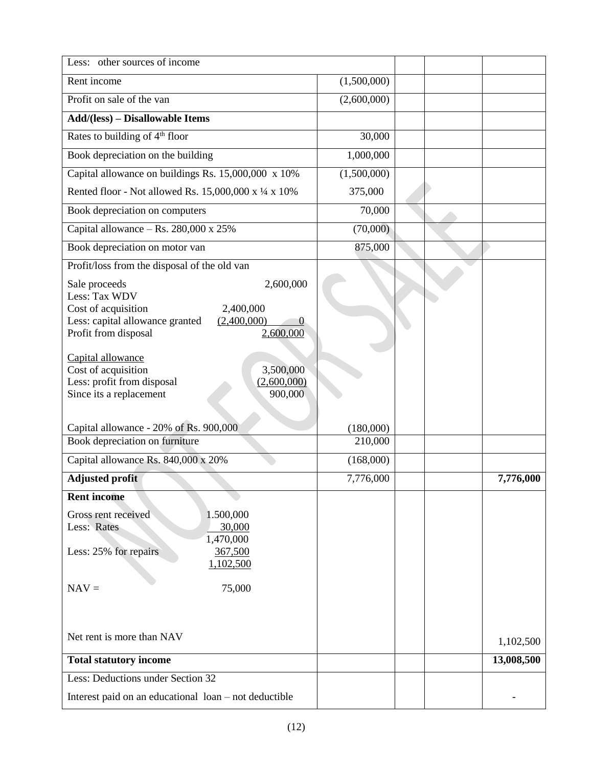| | | | | |
|---|---|---|---|---|
| Less: other sources of income | | | | |
| Rent income | (1,500,000) | | | |
| Profit on sale of the van | (2,600,000) | | | |
| **Add/(less) – Disallowable Items** | | | | |
| Rates to building of 4th floor | 30,000 | | | |
| Book depreciation on the building | 1,000,000 | | | |
| Capital allowance on buildings Rs. 15,000,000 x 10% | (1,500,000) | | | |
| Rented floor - Not allowed Rs. 15,000,000 x ¼ x 10% | 375,000 | | | |
| Book depreciation on computers | 70,000 | | | |
| Capital allowance – Rs. 280,000 x 25% | (70,000) | | | |
| Book depreciation on motor van | 875,000 | | | |
| Profit/loss from the disposal of the old van<br><br>Sale proceeds 2,600,000<br>Less: Tax WDV<br>Cost of acquisition 2,400,000<br>Less: capital allowance granted (2,400,000) 0<br>Profit from disposal 2,600,000<br><br>Capital allowance<br>Cost of acquisition 3,500,000<br>Less: profit from disposal (2,600,000)<br>Since its a replacement 900,000<br><br>Capital allowance - 20% of Rs. 900,000 | (180,000) | | | |
| Book depreciation on furniture | 210,000 | | | |
| Capital allowance Rs. 840,000 x 20% | (168,000) | | | |
| **Adjusted profit** | 7,776,000 | | | **7,776,000** |
| **Rent income**<br><br>Gross rent received 1.500,000<br>Less: Rates 30,000<br>1,470,000<br>Less: 25% for repairs 367,500<br>1,102,500<br><br>NAV = 75,000<br><br>Net rent is more than NAV | | | | 1,102,500 |
| **Total statutory income** | | | | **13,008,500** |
| Less: Deductions under Section 32<br><br>Interest paid on an educational loan – not deductible | | | | - |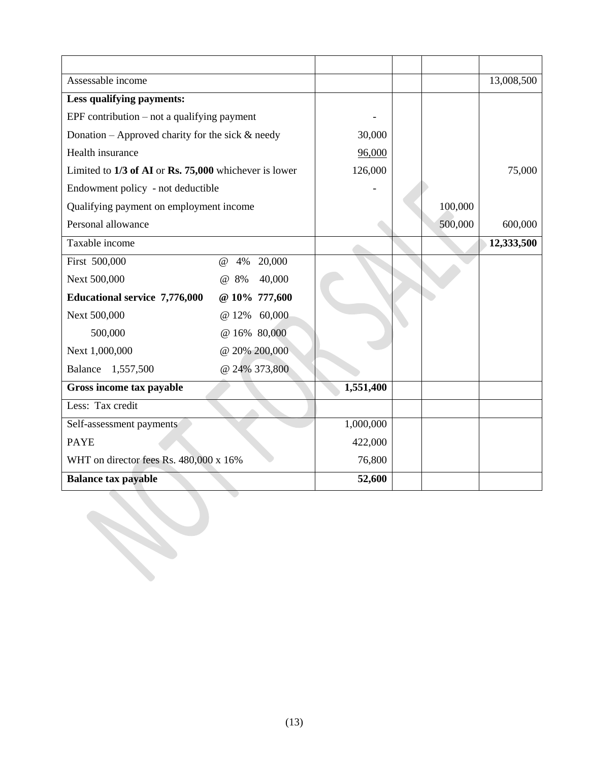| | | | | |
|---|---|---|---|---|
| Assessable income | | | | 13,008,500 |
| **Less qualifying payments:** | | | | |
| EPF contribution – not a qualifying payment | - | | | |
| Donation – Approved charity for the sick & needy | 30,000 | | | |
| Health insurance | 96,000 | | | |
| Limited to **1/3 of AI** or **Rs. 75,000** whichever is lower | 126,000 | | | 75,000 |
| Endowment policy - not deductible | - | | | |
| Qualifying payment on employment income | | | 100,000 | |
| Personal allowance | | | 500,000 | 600,000 |
| Taxable income | | | | **12,333,500** |
| First 500,000 @ 4% 20,000 | | | | |
| Next 500,000 @ 8% 40,000 | | | | |
| **Educational service 7,776,000 @ 10% 777,600** | | | | |
| Next 500,000 @ 12% 60,000 | | | | |
| 500,000 @ 16% 80,000 | | | | |
| Next 1,000,000 @ 20% 200,000 | | | | |
| Balance 1,557,500 @ 24% 373,800 | | | | |
| **Gross income tax payable** | **1,551,400** | | | |
| Less: Tax credit | | | | |
| Self-assessment payments | 1,000,000 | | | |
| PAYE | 422,000 | | | |
| WHT on director fees Rs. 480,000 x 16% | 76,800 | | | |
| **Balance tax payable** | **52,600** | | | |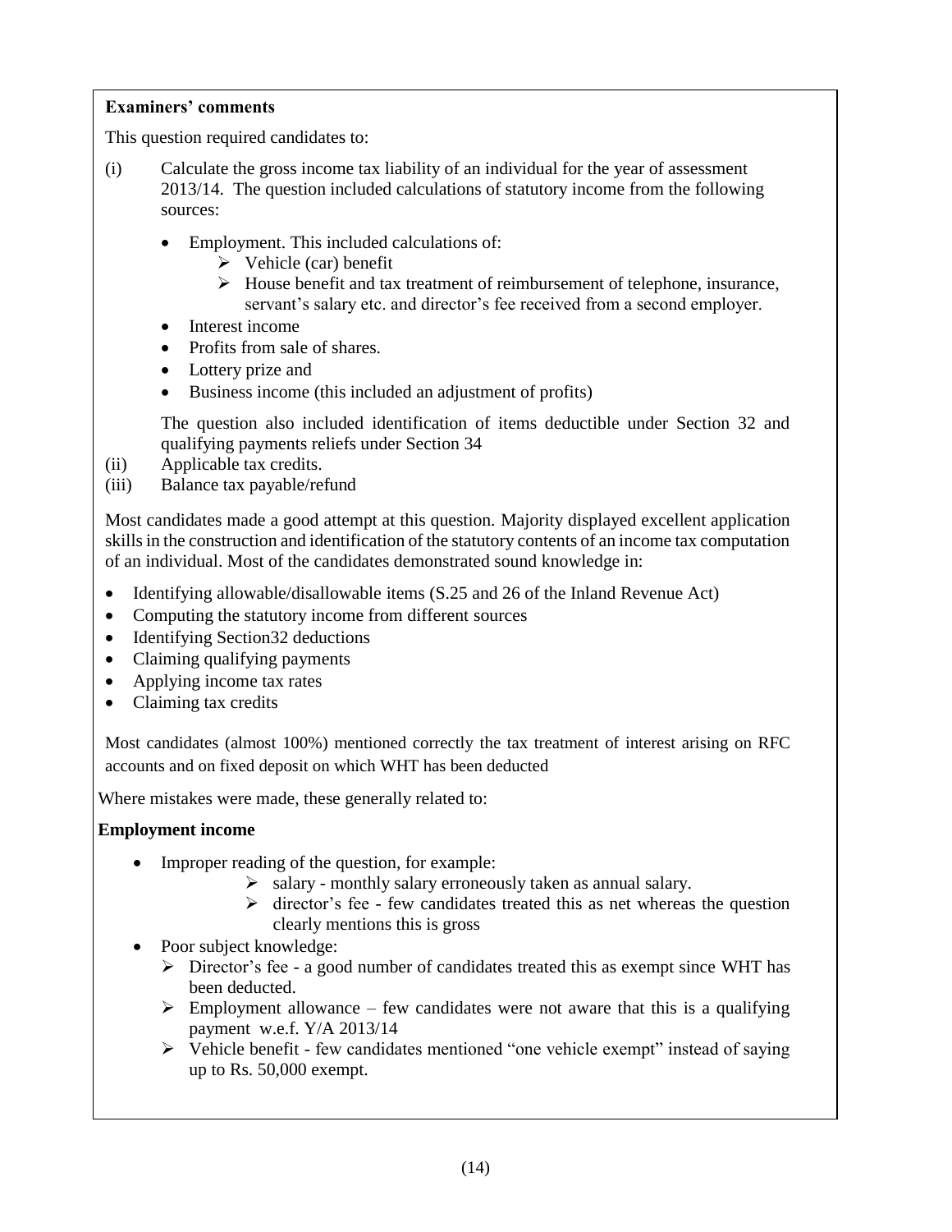**Examiners' comments**

This question required candidates to:

(i) Calculate the gross income tax liability of an individual for the year of assessment 2013/14. The question included calculations of statutory income from the following sources:

- Employment. This included calculations of:
  - Vehicle (car) benefit
  - House benefit and tax treatment of reimbursement of telephone, insurance, servant's salary etc. and director's fee received from a second employer.
- Interest income
- Profits from sale of shares.
- Lottery prize and
- Business income (this included an adjustment of profits)

The question also included identification of items deductible under Section 32 and qualifying payments reliefs under Section 34

(ii) Applicable tax credits.

(iii) Balance tax payable/refund

Most candidates made a good attempt at this question. Majority displayed excellent application skills in the construction and identification of the statutory contents of an income tax computation of an individual. Most of the candidates demonstrated sound knowledge in:

- Identifying allowable/disallowable items (S.25 and 26 of the Inland Revenue Act)
- Computing the statutory income from different sources
- Identifying Section32 deductions
- Claiming qualifying payments
- Applying income tax rates
- Claiming tax credits

Most candidates (almost 100%) mentioned correctly the tax treatment of interest arising on RFC accounts and on fixed deposit on which WHT has been deducted

Where mistakes were made, these generally related to:

**Employment income**

- Improper reading of the question, for example:
  - salary - monthly salary erroneously taken as annual salary.
  - director's fee - few candidates treated this as net whereas the question clearly mentions this is gross
- Poor subject knowledge:
  - Director's fee - a good number of candidates treated this as exempt since WHT has been deducted.
  - Employment allowance – few candidates were not aware that this is a qualifying payment w.e.f. Y/A 2013/14
  - Vehicle benefit - few candidates mentioned "one vehicle exempt" instead of saying up to Rs. 50,000 exempt.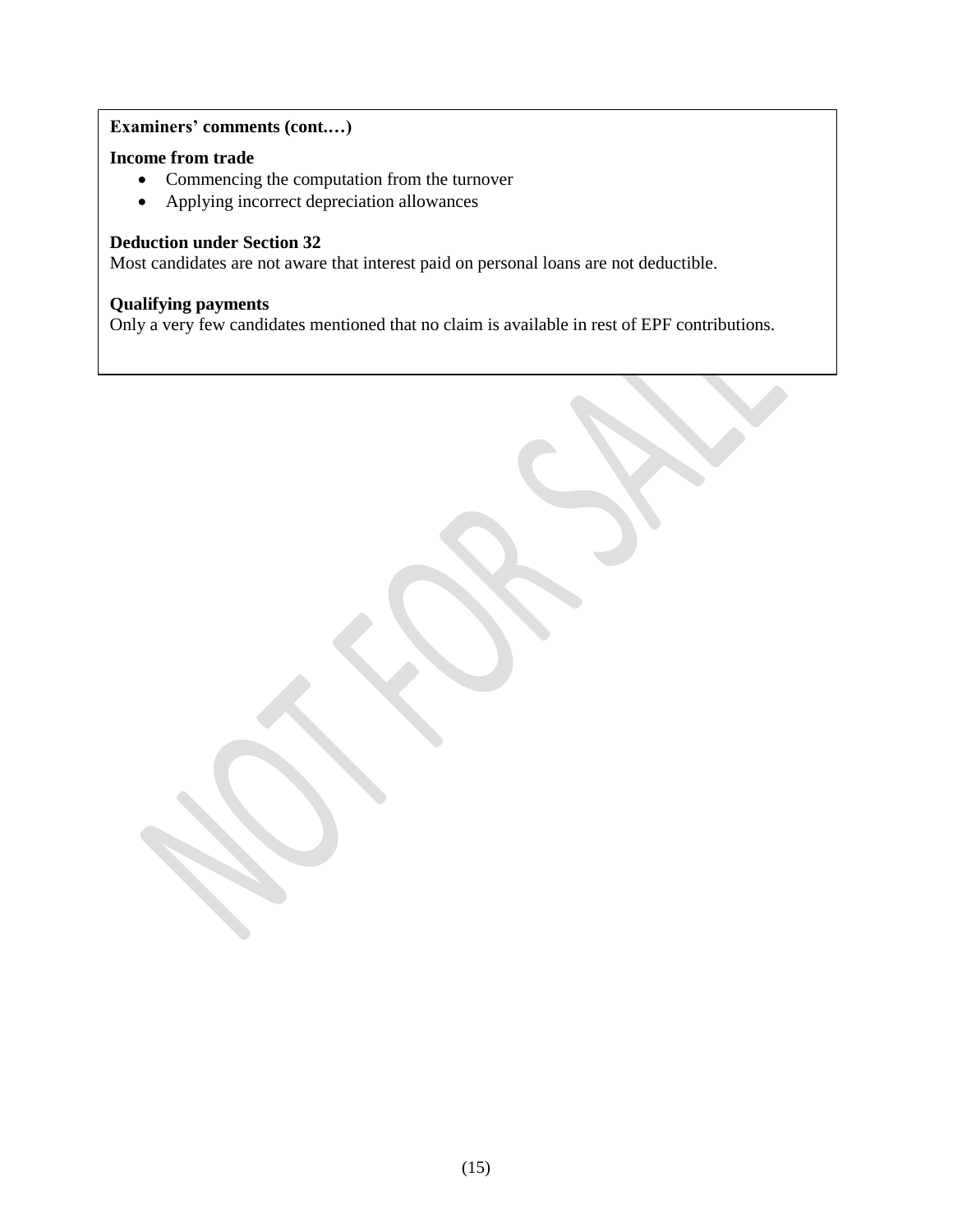**Examiners' comments (cont.…)**

**Income from trade**

- Commencing the computation from the turnover
- Applying incorrect depreciation allowances

**Deduction under Section 32**

Most candidates are not aware that interest paid on personal loans are not deductible.

**Qualifying payments**

Only a very few candidates mentioned that no claim is available in rest of EPF contributions.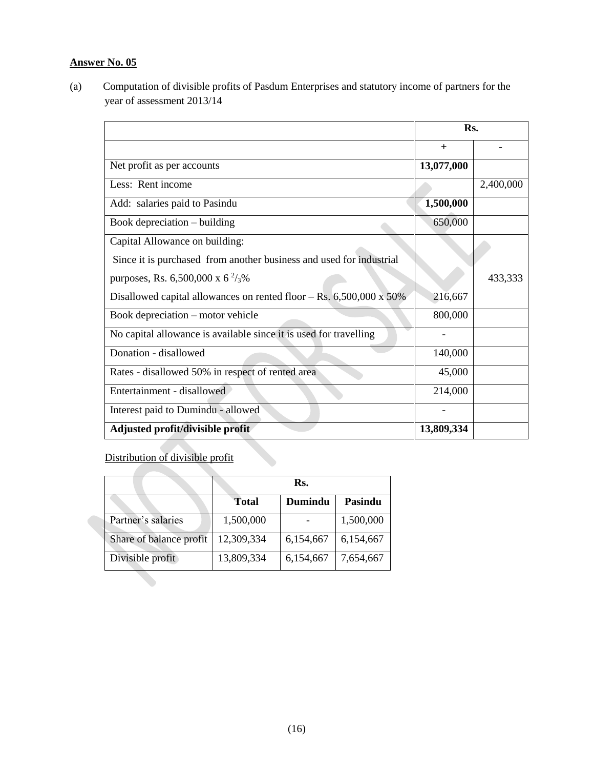**Answer No. 05**

(a) Computation of divisible profits of Pasdum Enterprises and statutory income of partners for the year of assessment 2013/14

| | Rs. | |
|---|---|---|
| | + | - |
| Net profit as per accounts | **13,077,000** | |
| Less: Rent income | | 2,400,000 |
| Add: salaries paid to Pasindu | **1,500,000** | |
| Book depreciation – building | 650,000 | |
| Capital Allowance on building:<br>Since it is purchased from another business and used for industrial purposes, Rs. 6,500,000 x 6 $^{2}/_{3}$%<br>Disallowed capital allowances on rented floor – Rs. 6,500,000 x 50% | <br><br><br>216,667 | <br><br>433,333 |
| Book depreciation – motor vehicle | 800,000 | |
| No capital allowance is available since it is used for travelling | - | |
| Donation - disallowed | 140,000 | |
| Rates - disallowed 50% in respect of rented area | 45,000 | |
| Entertainment - disallowed | 214,000 | |
| Interest paid to Dumindu - allowed | - | |
| **Adjusted profit/divisible profit** | **13,809,334** | |

Distribution of divisible profit

| | Rs. | | |
|---|---|---|---|
| | **Total** | **Dumindu** | **Pasindu** |
| Partner's salaries | 1,500,000 | - | 1,500,000 |
| Share of balance profit | 12,309,334 | 6,154,667 | 6,154,667 |
| Divisible profit | 13,809,334 | 6,154,667 | 7,654,667 |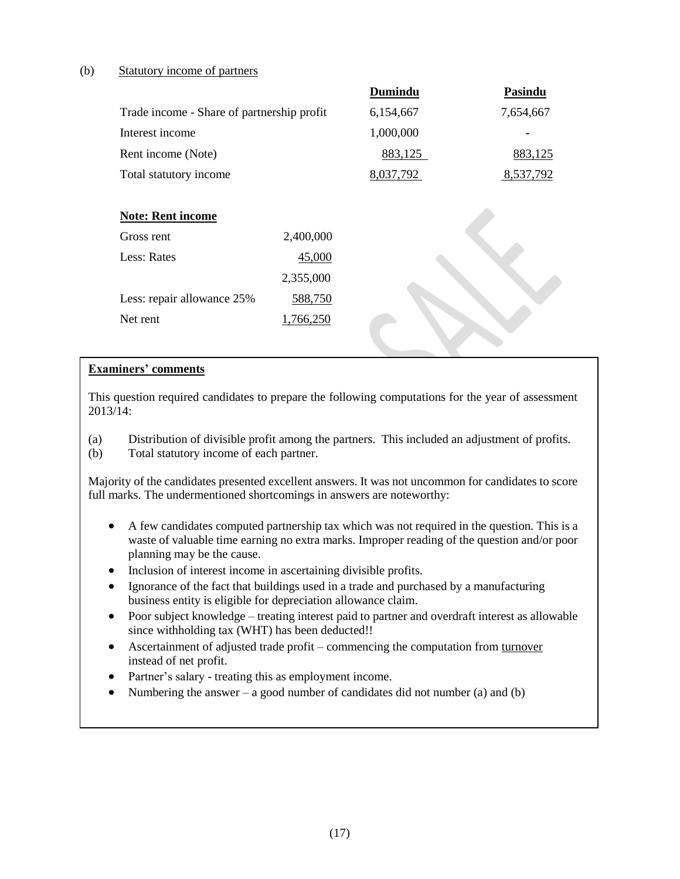(b) Statutory income of partners

| | Dumindu | Pasindu |
|---|---|---|
| Trade income - Share of partnership profit | 6,154,667 | 7,654,667 |
| Interest income | 1,000,000 | - |
| Rent income (Note) | 883,125 | 883,125 |
| Total statutory income | 8,037,792 | 8,537,792 |

**Note: Rent income**

| | |
|---|---|
| Gross rent | 2,400,000 |
| Less: Rates | 45,000 |
| | 2,355,000 |
| Less: repair allowance 25% | 588,750 |
| Net rent | 1,766,250 |

**Examiners' comments**

This question required candidates to prepare the following computations for the year of assessment 2013/14:

(a) Distribution of divisible profit among the partners. This included an adjustment of profits.
(b) Total statutory income of each partner.

Majority of the candidates presented excellent answers. It was not uncommon for candidates to score full marks. The undermentioned shortcomings in answers are noteworthy:

- A few candidates computed partnership tax which was not required in the question. This is a waste of valuable time earning no extra marks. Improper reading of the question and/or poor planning may be the cause.
- Inclusion of interest income in ascertaining divisible profits.
- Ignorance of the fact that buildings used in a trade and purchased by a manufacturing business entity is eligible for depreciation allowance claim.
- Poor subject knowledge – treating interest paid to partner and overdraft interest as allowable since withholding tax (WHT) has been deducted!!
- Ascertainment of adjusted trade profit – commencing the computation from turnover instead of net profit.
- Partner's salary - treating this as employment income.
- Numbering the answer – a good number of candidates did not number (a) and (b)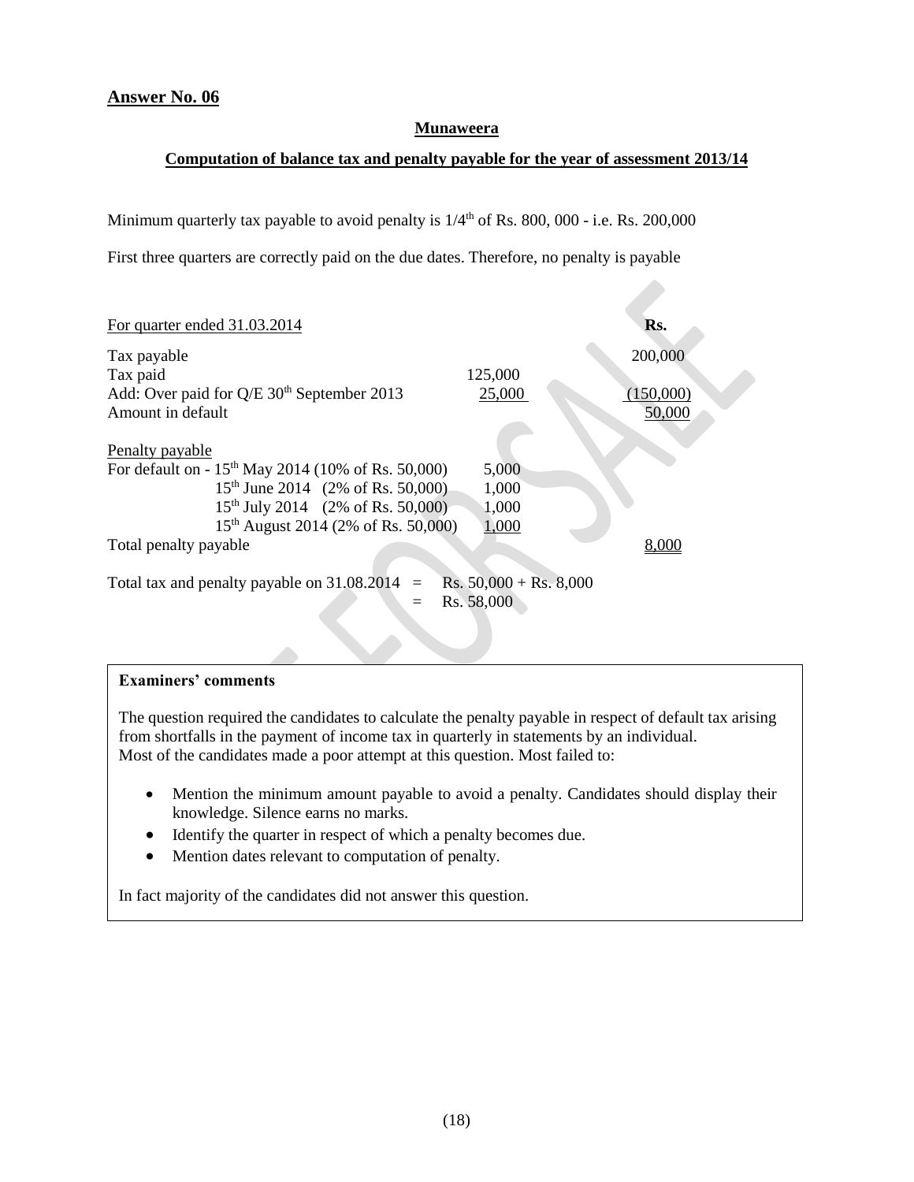**Answer No. 06**

**Munaweera**

**Computation of balance tax and penalty payable for the year of assessment 2013/14**

Minimum quarterly tax payable to avoid penalty is $1/4^{th}$ of Rs. 800, 000 - i.e. Rs. 200,000

First three quarters are correctly paid on the due dates. Therefore, no penalty is payable

| For quarter ended 31.03.2014 | | Rs. |
|---|---|---|
| Tax payable | | 200,000 |
| Tax paid | 125,000 | |
| Add: Over paid for Q/E 30th September 2013 | 25,000 | (150,000) |
| Amount in default | | 50,000 |
| | | |
| Penalty payable | | |
| For default on - 15th May 2014 (10% of Rs. 50,000) | 5,000 | |
| 15th June 2014 (2% of Rs. 50,000) | 1,000 | |
| 15th July 2014 (2% of Rs. 50,000) | 1,000 | |
| 15th August 2014 (2% of Rs. 50,000) | 1,000 | |
| Total penalty payable | | 8,000 |

Total tax and penalty payable on 31.08.2014 = Rs. 50,000 + Rs. 8,000
= Rs. 58,000

**Examiners' comments**

The question required the candidates to calculate the penalty payable in respect of default tax arising from shortfalls in the payment of income tax in quarterly in statements by an individual.
Most of the candidates made a poor attempt at this question. Most failed to:

- Mention the minimum amount payable to avoid a penalty. Candidates should display their knowledge. Silence earns no marks.
- Identify the quarter in respect of which a penalty becomes due.
- Mention dates relevant to computation of penalty.

In fact majority of the candidates did not answer this question.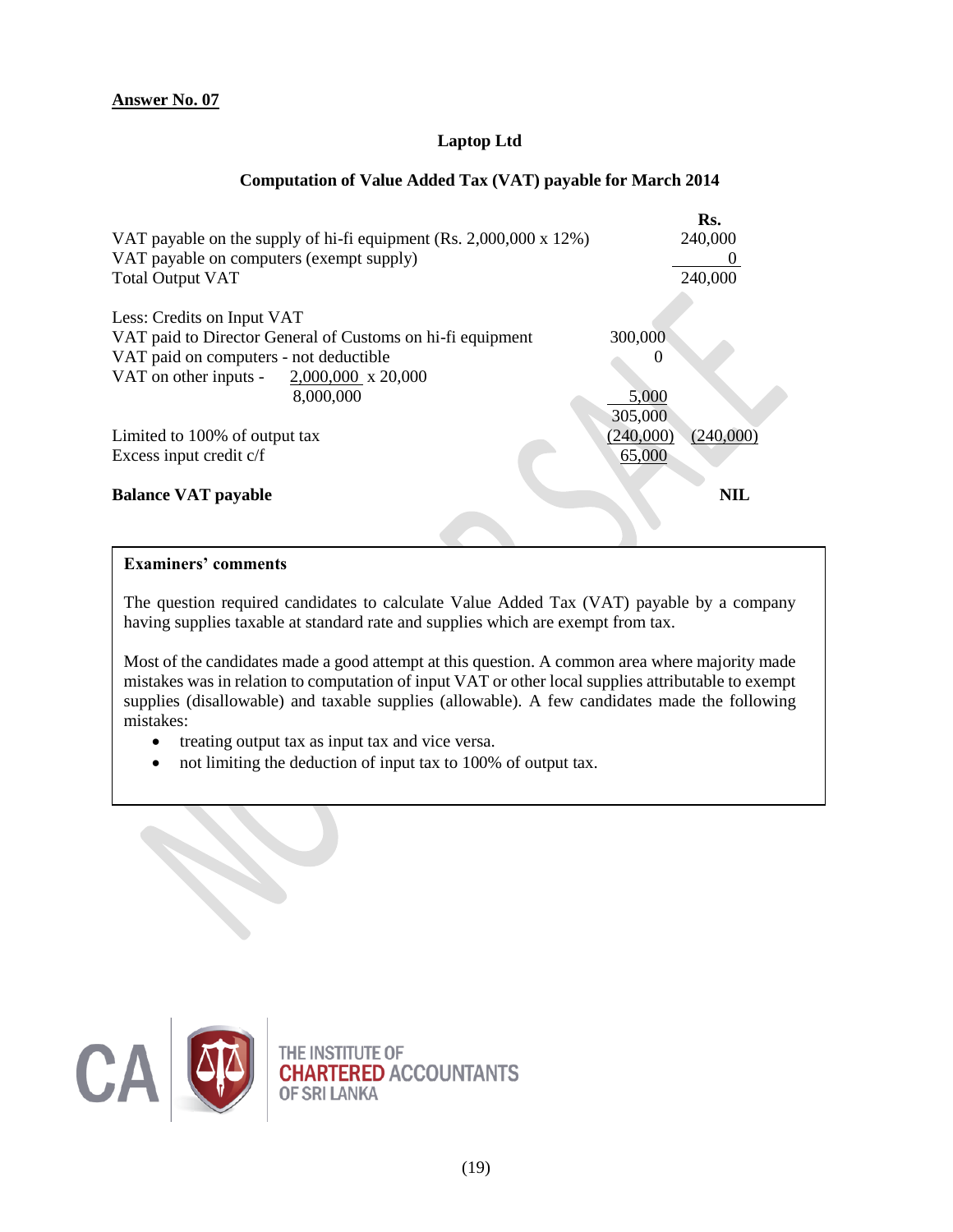**Answer No. 07**

### Laptop Ltd

### Computation of Value Added Tax (VAT) payable for March 2014

| | | Rs. |
|---|---|---|
| VAT payable on the supply of hi-fi equipment (Rs. 2,000,000 x 12%) | | 240,000 |
| VAT payable on computers (exempt supply) | | 0 |
| Total Output VAT | | 240,000 |
| | | |
| Less: Credits on Input VAT | | |
| VAT paid to Director General of Customs on hi-fi equipment | 300,000 | |
| VAT paid on computers - not deductible | 0 | |
| VAT on other inputs - $\frac{2,000,000}{8,000,000} \times 20,000$ | 5,000 | |
| | 305,000 | |
| Limited to 100% of output tax | (240,000) | (240,000) |
| Excess input credit c/f | 65,000 | |
| | | |
| **Balance VAT payable** | | **NIL** |

**Examiners' comments**

The question required candidates to calculate Value Added Tax (VAT) payable by a company having supplies taxable at standard rate and supplies which are exempt from tax.

Most of the candidates made a good attempt at this question. A common area where majority made mistakes was in relation to computation of input VAT or other local supplies attributable to exempt supplies (disallowable) and taxable supplies (allowable). A few candidates made the following mistakes:

- treating output tax as input tax and vice versa.
- not limiting the deduction of input tax to 100% of output tax.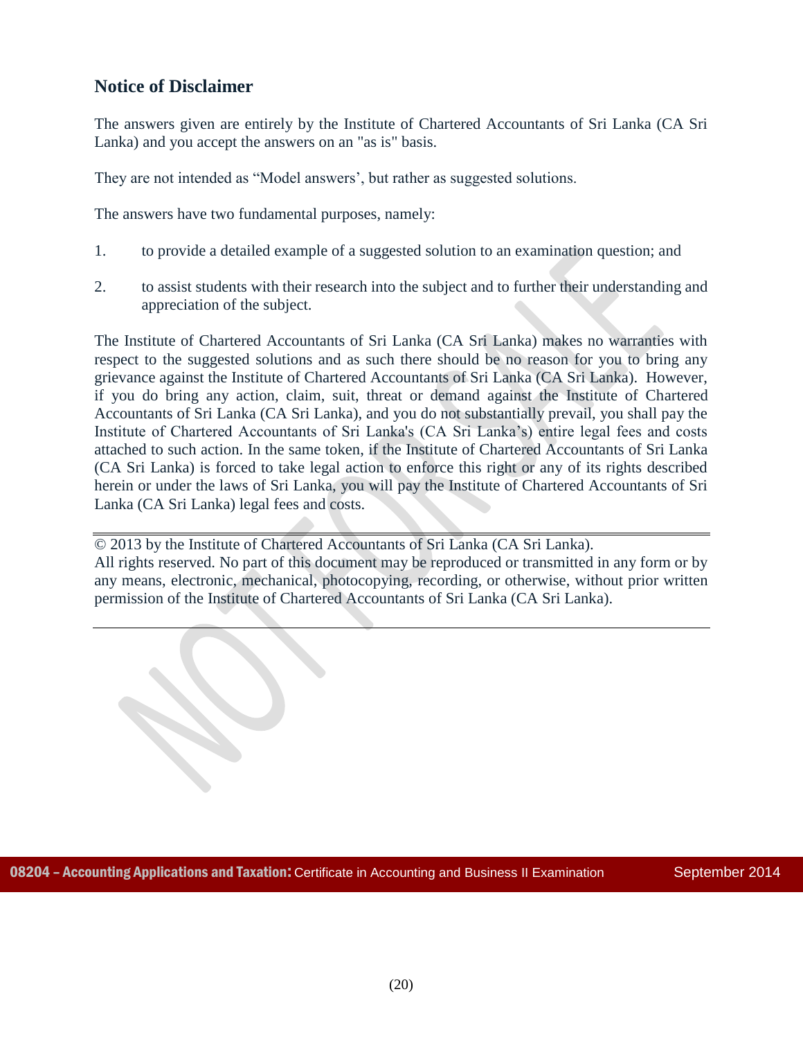## Notice of Disclaimer

The answers given are entirely by the Institute of Chartered Accountants of Sri Lanka (CA Sri Lanka) and you accept the answers on an "as is" basis.

They are not intended as "Model answers', but rather as suggested solutions.

The answers have two fundamental purposes, namely:

1. to provide a detailed example of a suggested solution to an examination question; and

2. to assist students with their research into the subject and to further their understanding and appreciation of the subject.

The Institute of Chartered Accountants of Sri Lanka (CA Sri Lanka) makes no warranties with respect to the suggested solutions and as such there should be no reason for you to bring any grievance against the Institute of Chartered Accountants of Sri Lanka (CA Sri Lanka). However, if you do bring any action, claim, suit, threat or demand against the Institute of Chartered Accountants of Sri Lanka (CA Sri Lanka), and you do not substantially prevail, you shall pay the Institute of Chartered Accountants of Sri Lanka's (CA Sri Lanka's) entire legal fees and costs attached to such action. In the same token, if the Institute of Chartered Accountants of Sri Lanka (CA Sri Lanka) is forced to take legal action to enforce this right or any of its rights described herein or under the laws of Sri Lanka, you will pay the Institute of Chartered Accountants of Sri Lanka (CA Sri Lanka) legal fees and costs.

---

© 2013 by the Institute of Chartered Accountants of Sri Lanka (CA Sri Lanka).
All rights reserved. No part of this document may be reproduced or transmitted in any form or by any means, electronic, mechanical, photocopying, recording, or otherwise, without prior written permission of the Institute of Chartered Accountants of Sri Lanka (CA Sri Lanka).

---